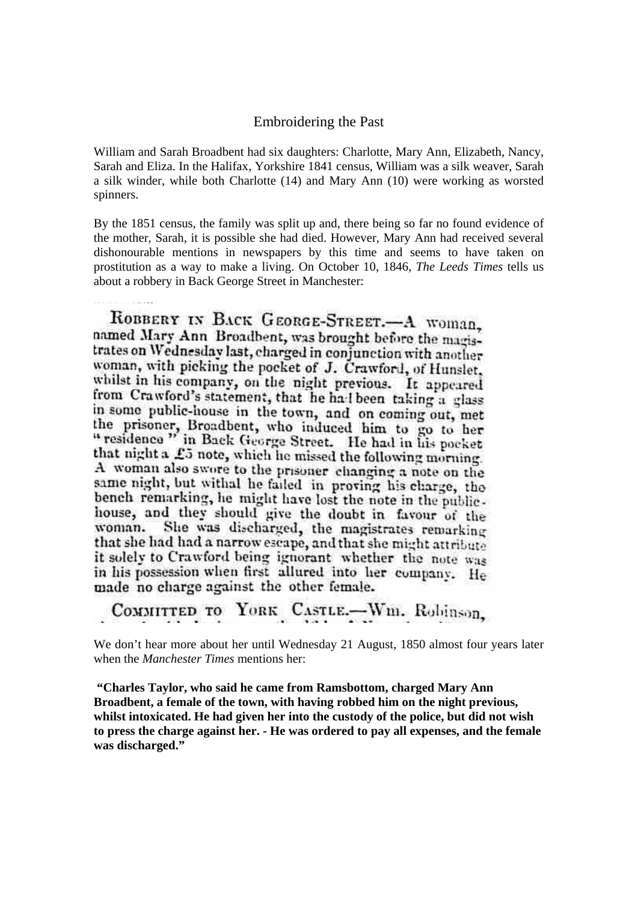# Embroidering the Past

William and Sarah Broadbent had six daughters: Charlotte, Mary Ann, Elizabeth, Nancy, Sarah and Eliza. In the Halifax, Yorkshire 1841 census, William was a silk weaver, Sarah a silk winder, while both Charlotte (14) and Mary Ann (10) were working as worsted spinners.

By the 1851 census, the family was split up and, there being so far no found evidence of the mother, Sarah, it is possible she had died. However, Mary Ann had received several dishonourable mentions in newspapers by this time and seems to have taken on prostitution as a way to make a living. On October 10, 1846, *The Leeds Times* tells us about a robbery in Back George Street in Manchester:

ROBBERY IN BACK GEORGE-STREET.—A woman, named Mary Ann Broadbent, was brought before the magistrates on Wednesday last, charged in conjunction with another woman, with picking the pocket of J. Crawford, of Hunslet, whilst in his company, on the night previous. It appeared from Crawford's statement, that he had been taking a glass in some public-house in the town, and on coming out, met the prisoner, Broadbent, who induced him to go to her "residence" in Back George Street. He had in his pocket that night a £5 note, which he missed the following morning. A woman also swore to the prisoner changing a note on the same night, but withal he failed in proving his charge, the bench remarking, he might have lost the note in the public-house, and they should give the doubt in favour of the woman. She was discharged, the magistrates remarking that she had had a narrow escape, and that she might attribute it solely to Crawford being ignorant whether the note was in his possession when first allured into her company. He made no charge against the other female.

COMMITTED TO YORK CASTLE.—Wm. Robinson,

We don't hear more about her until Wednesday 21 August, 1850 almost four years later when the *Manchester Times* mentions her:

**"Charles Taylor, who said he came from Ramsbottom, charged Mary Ann Broadbent, a female of the town, with having robbed him on the night previous, whilst intoxicated. He had given her into the custody of the police, but did not wish to press the charge against her. - He was ordered to pay all expenses, and the female was discharged."**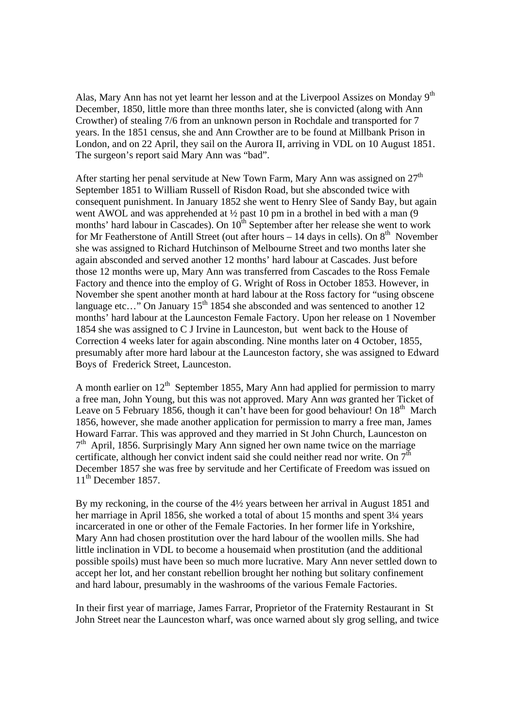Alas, Mary Ann has not yet learnt her lesson and at the Liverpool Assizes on Monday 9th December, 1850, little more than three months later, she is convicted (along with Ann Crowther) of stealing 7/6 from an unknown person in Rochdale and transported for 7 years. In the 1851 census, she and Ann Crowther are to be found at Millbank Prison in London, and on 22 April, they sail on the Aurora II, arriving in VDL on 10 August 1851. The surgeon's report said Mary Ann was "bad".

After starting her penal servitude at New Town Farm, Mary Ann was assigned on 27th September 1851 to William Russell of Risdon Road, but she absconded twice with consequent punishment. In January 1852 she went to Henry Slee of Sandy Bay, but again went AWOL and was apprehended at ½ past 10 pm in a brothel in bed with a man (9 months' hard labour in Cascades). On 10th September after her release she went to work for Mr Featherstone of Antill Street (out after hours – 14 days in cells). On 8th November she was assigned to Richard Hutchinson of Melbourne Street and two months later she again absconded and served another 12 months' hard labour at Cascades. Just before those 12 months were up, Mary Ann was transferred from Cascades to the Ross Female Factory and thence into the employ of G. Wright of Ross in October 1853. However, in November she spent another month at hard labour at the Ross factory for "using obscene language etc…" On January 15th 1854 she absconded and was sentenced to another 12 months' hard labour at the Launceston Female Factory. Upon her release on 1 November 1854 she was assigned to C J Irvine in Launceston, but went back to the House of Correction 4 weeks later for again absconding. Nine months later on 4 October, 1855, presumably after more hard labour at the Launceston factory, she was assigned to Edward Boys of Frederick Street, Launceston.

A month earlier on 12th September 1855, Mary Ann had applied for permission to marry a free man, John Young, but this was not approved. Mary Ann *was* granted her Ticket of Leave on 5 February 1856, though it can't have been for good behaviour! On 18th March 1856, however, she made another application for permission to marry a free man, James Howard Farrar. This was approved and they married in St John Church, Launceston on 7th April, 1856. Surprisingly Mary Ann signed her own name twice on the marriage certificate, although her convict indent said she could neither read nor write. On 7th December 1857 she was free by servitude and her Certificate of Freedom was issued on 11th December 1857.

By my reckoning, in the course of the 4½ years between her arrival in August 1851 and her marriage in April 1856, she worked a total of about 15 months and spent 3¼ years incarcerated in one or other of the Female Factories. In her former life in Yorkshire, Mary Ann had chosen prostitution over the hard labour of the woollen mills. She had little inclination in VDL to become a housemaid when prostitution (and the additional possible spoils) must have been so much more lucrative. Mary Ann never settled down to accept her lot, and her constant rebellion brought her nothing but solitary confinement and hard labour, presumably in the washrooms of the various Female Factories.

In their first year of marriage, James Farrar, Proprietor of the Fraternity Restaurant in St John Street near the Launceston wharf, was once warned about sly grog selling, and twice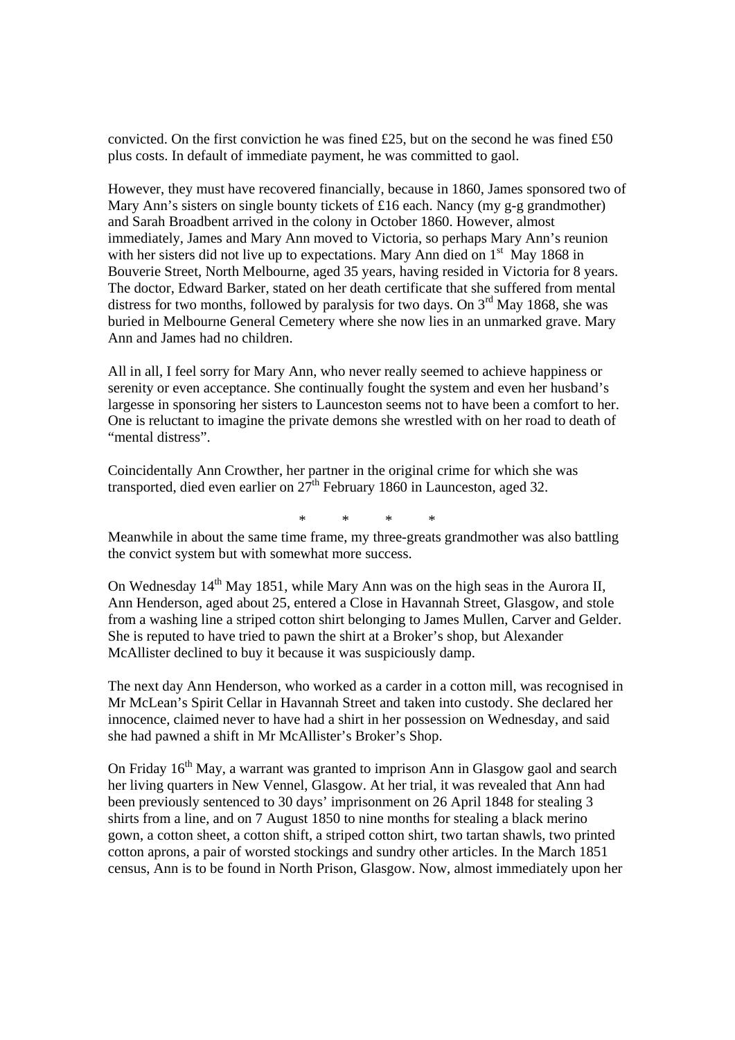convicted. On the first conviction he was fined £25, but on the second he was fined £50 plus costs. In default of immediate payment, he was committed to gaol.

However, they must have recovered financially, because in 1860, James sponsored two of Mary Ann's sisters on single bounty tickets of £16 each. Nancy (my g-g grandmother) and Sarah Broadbent arrived in the colony in October 1860. However, almost immediately, James and Mary Ann moved to Victoria, so perhaps Mary Ann's reunion with her sisters did not live up to expectations. Mary Ann died on 1st May 1868 in Bouverie Street, North Melbourne, aged 35 years, having resided in Victoria for 8 years. The doctor, Edward Barker, stated on her death certificate that she suffered from mental distress for two months, followed by paralysis for two days. On 3rd May 1868, she was buried in Melbourne General Cemetery where she now lies in an unmarked grave. Mary Ann and James had no children.

All in all, I feel sorry for Mary Ann, who never really seemed to achieve happiness or serenity or even acceptance. She continually fought the system and even her husband's largesse in sponsoring her sisters to Launceston seems not to have been a comfort to her. One is reluctant to imagine the private demons she wrestled with on her road to death of "mental distress".

Coincidentally Ann Crowther, her partner in the original crime for which she was transported, died even earlier on 27th February 1860 in Launceston, aged 32.

\* \* \* \*

Meanwhile in about the same time frame, my three-greats grandmother was also battling the convict system but with somewhat more success.

On Wednesday 14th May 1851, while Mary Ann was on the high seas in the Aurora II, Ann Henderson, aged about 25, entered a Close in Havannah Street, Glasgow, and stole from a washing line a striped cotton shirt belonging to James Mullen, Carver and Gelder. She is reputed to have tried to pawn the shirt at a Broker's shop, but Alexander McAllister declined to buy it because it was suspiciously damp.

The next day Ann Henderson, who worked as a carder in a cotton mill, was recognised in Mr McLean's Spirit Cellar in Havannah Street and taken into custody. She declared her innocence, claimed never to have had a shirt in her possession on Wednesday, and said she had pawned a shift in Mr McAllister's Broker's Shop.

On Friday 16th May, a warrant was granted to imprison Ann in Glasgow gaol and search her living quarters in New Vennel, Glasgow. At her trial, it was revealed that Ann had been previously sentenced to 30 days' imprisonment on 26 April 1848 for stealing 3 shirts from a line, and on 7 August 1850 to nine months for stealing a black merino gown, a cotton sheet, a cotton shift, a striped cotton shirt, two tartan shawls, two printed cotton aprons, a pair of worsted stockings and sundry other articles. In the March 1851 census, Ann is to be found in North Prison, Glasgow. Now, almost immediately upon her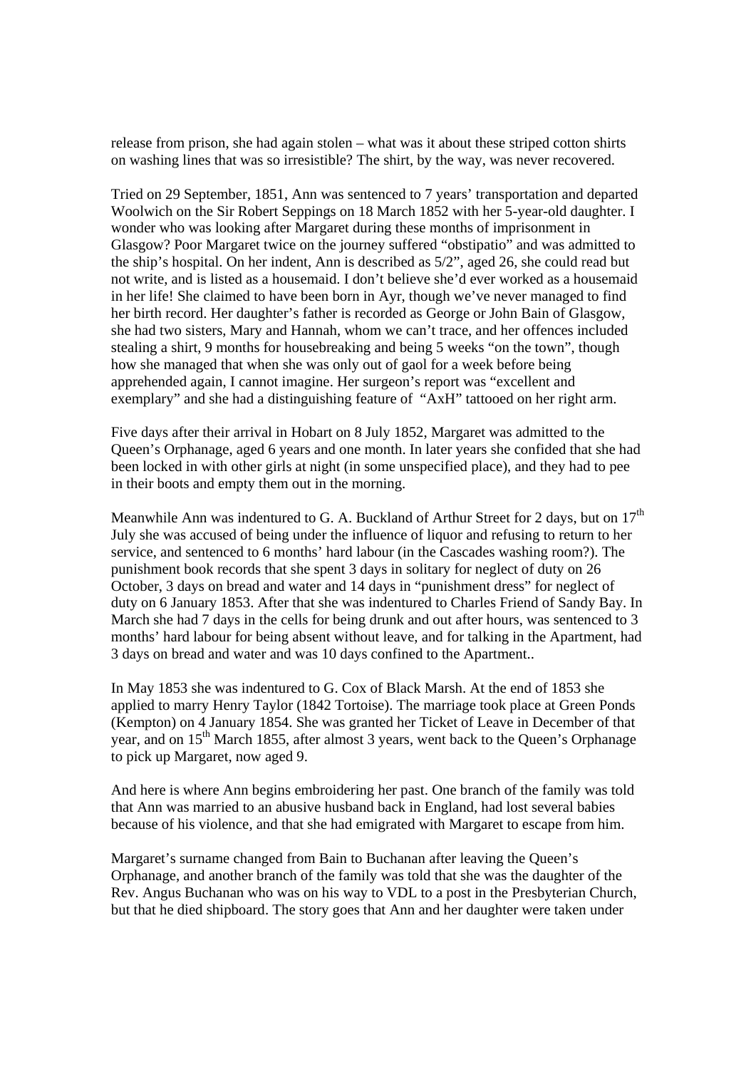release from prison, she had again stolen – what was it about these striped cotton shirts on washing lines that was so irresistible? The shirt, by the way, was never recovered.

Tried on 29 September, 1851, Ann was sentenced to 7 years' transportation and departed Woolwich on the Sir Robert Seppings on 18 March 1852 with her 5-year-old daughter. I wonder who was looking after Margaret during these months of imprisonment in Glasgow? Poor Margaret twice on the journey suffered "obstipatio" and was admitted to the ship's hospital. On her indent, Ann is described as 5/2", aged 26, she could read but not write, and is listed as a housemaid. I don't believe she'd ever worked as a housemaid in her life! She claimed to have been born in Ayr, though we've never managed to find her birth record. Her daughter's father is recorded as George or John Bain of Glasgow, she had two sisters, Mary and Hannah, whom we can't trace, and her offences included stealing a shirt, 9 months for housebreaking and being 5 weeks "on the town", though how she managed that when she was only out of gaol for a week before being apprehended again, I cannot imagine. Her surgeon's report was "excellent and exemplary" and she had a distinguishing feature of "AxH" tattooed on her right arm.

Five days after their arrival in Hobart on 8 July 1852, Margaret was admitted to the Queen's Orphanage, aged 6 years and one month. In later years she confided that she had been locked in with other girls at night (in some unspecified place), and they had to pee in their boots and empty them out in the morning.

Meanwhile Ann was indentured to G. A. Buckland of Arthur Street for 2 days, but on 17th July she was accused of being under the influence of liquor and refusing to return to her service, and sentenced to 6 months' hard labour (in the Cascades washing room?). The punishment book records that she spent 3 days in solitary for neglect of duty on 26 October, 3 days on bread and water and 14 days in "punishment dress" for neglect of duty on 6 January 1853. After that she was indentured to Charles Friend of Sandy Bay. In March she had 7 days in the cells for being drunk and out after hours, was sentenced to 3 months' hard labour for being absent without leave, and for talking in the Apartment, had 3 days on bread and water and was 10 days confined to the Apartment..

In May 1853 she was indentured to G. Cox of Black Marsh. At the end of 1853 she applied to marry Henry Taylor (1842 Tortoise). The marriage took place at Green Ponds (Kempton) on 4 January 1854. She was granted her Ticket of Leave in December of that year, and on 15th March 1855, after almost 3 years, went back to the Queen's Orphanage to pick up Margaret, now aged 9.

And here is where Ann begins embroidering her past. One branch of the family was told that Ann was married to an abusive husband back in England, had lost several babies because of his violence, and that she had emigrated with Margaret to escape from him.

Margaret's surname changed from Bain to Buchanan after leaving the Queen's Orphanage, and another branch of the family was told that she was the daughter of the Rev. Angus Buchanan who was on his way to VDL to a post in the Presbyterian Church, but that he died shipboard. The story goes that Ann and her daughter were taken under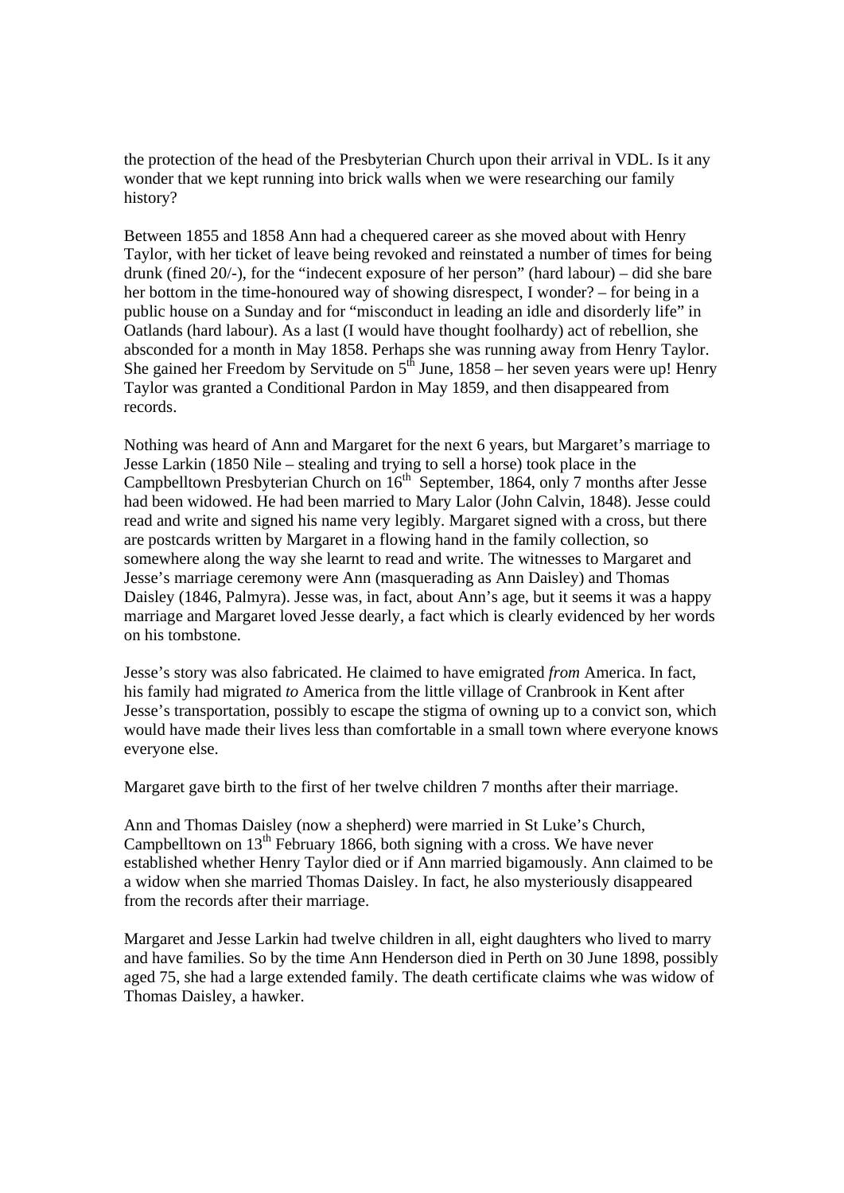the protection of the head of the Presbyterian Church upon their arrival in VDL. Is it any wonder that we kept running into brick walls when we were researching our family history?

Between 1855 and 1858 Ann had a chequered career as she moved about with Henry Taylor, with her ticket of leave being revoked and reinstated a number of times for being drunk (fined 20/-), for the "indecent exposure of her person" (hard labour) – did she bare her bottom in the time-honoured way of showing disrespect, I wonder? – for being in a public house on a Sunday and for "misconduct in leading an idle and disorderly life" in Oatlands (hard labour). As a last (I would have thought foolhardy) act of rebellion, she absconded for a month in May 1858. Perhaps she was running away from Henry Taylor. She gained her Freedom by Servitude on 5th June, 1858 – her seven years were up! Henry Taylor was granted a Conditional Pardon in May 1859, and then disappeared from records.

Nothing was heard of Ann and Margaret for the next 6 years, but Margaret's marriage to Jesse Larkin (1850 Nile – stealing and trying to sell a horse) took place in the Campbelltown Presbyterian Church on 16th September, 1864, only 7 months after Jesse had been widowed. He had been married to Mary Lalor (John Calvin, 1848). Jesse could read and write and signed his name very legibly. Margaret signed with a cross, but there are postcards written by Margaret in a flowing hand in the family collection, so somewhere along the way she learnt to read and write. The witnesses to Margaret and Jesse's marriage ceremony were Ann (masquerading as Ann Daisley) and Thomas Daisley (1846, Palmyra). Jesse was, in fact, about Ann's age, but it seems it was a happy marriage and Margaret loved Jesse dearly, a fact which is clearly evidenced by her words on his tombstone.

Jesse's story was also fabricated. He claimed to have emigrated *from* America. In fact, his family had migrated *to* America from the little village of Cranbrook in Kent after Jesse's transportation, possibly to escape the stigma of owning up to a convict son, which would have made their lives less than comfortable in a small town where everyone knows everyone else.

Margaret gave birth to the first of her twelve children 7 months after their marriage.

Ann and Thomas Daisley (now a shepherd) were married in St Luke's Church, Campbelltown on 13th February 1866, both signing with a cross. We have never established whether Henry Taylor died or if Ann married bigamously. Ann claimed to be a widow when she married Thomas Daisley. In fact, he also mysteriously disappeared from the records after their marriage.

Margaret and Jesse Larkin had twelve children in all, eight daughters who lived to marry and have families. So by the time Ann Henderson died in Perth on 30 June 1898, possibly aged 75, she had a large extended family. The death certificate claims whe was widow of Thomas Daisley, a hawker.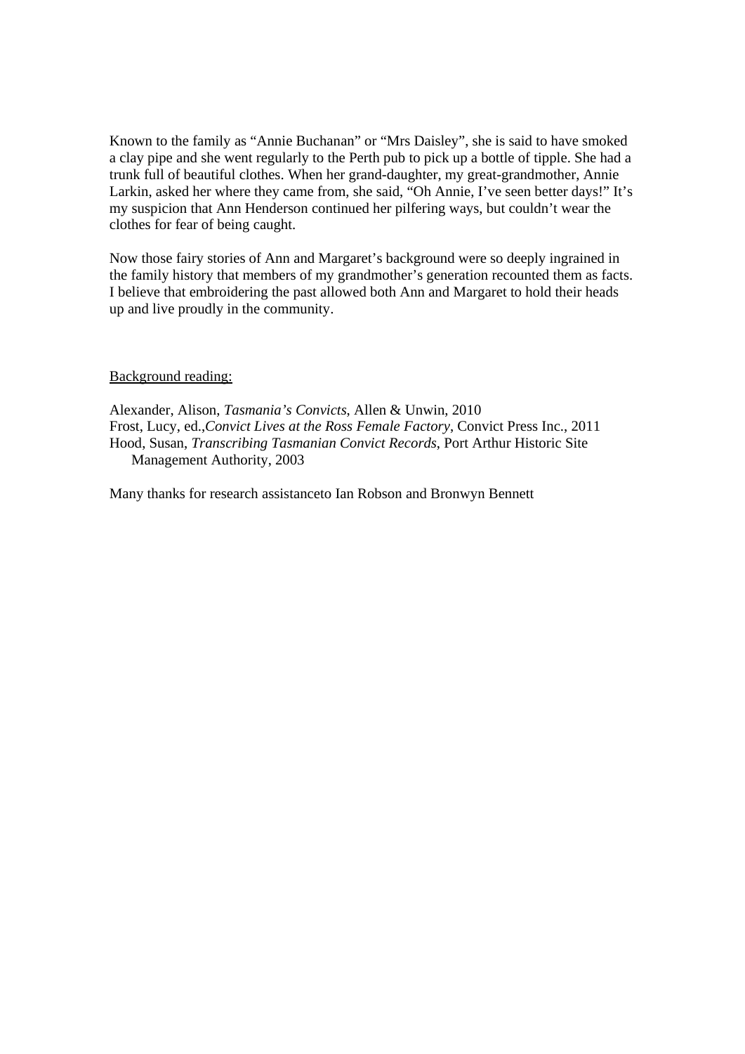Known to the family as “Annie Buchanan” or “Mrs Daisley”, she is said to have smoked a clay pipe and she went regularly to the Perth pub to pick up a bottle of tipple. She had a trunk full of beautiful clothes. When her grand-daughter, my great-grandmother, Annie Larkin, asked her where they came from, she said, “Oh Annie, I’ve seen better days!” It’s my suspicion that Ann Henderson continued her pilfering ways, but couldn’t wear the clothes for fear of being caught.

Now those fairy stories of Ann and Margaret’s background were so deeply ingrained in the family history that members of my grandmother’s generation recounted them as facts. I believe that embroidering the past allowed both Ann and Margaret to hold their heads up and live proudly in the community.

<u>Background reading:</u>

Alexander, Alison, *Tasmania’s Convicts*, Allen & Unwin, 2010
Frost, Lucy, ed.,*Convict Lives at the Ross Female Factory*, Convict Press Inc., 2011
Hood, Susan, *Transcribing Tasmanian Convict Records*, Port Arthur Historic Site Management Authority, 2003

Many thanks for research assistanceto Ian Robson and Bronwyn Bennett